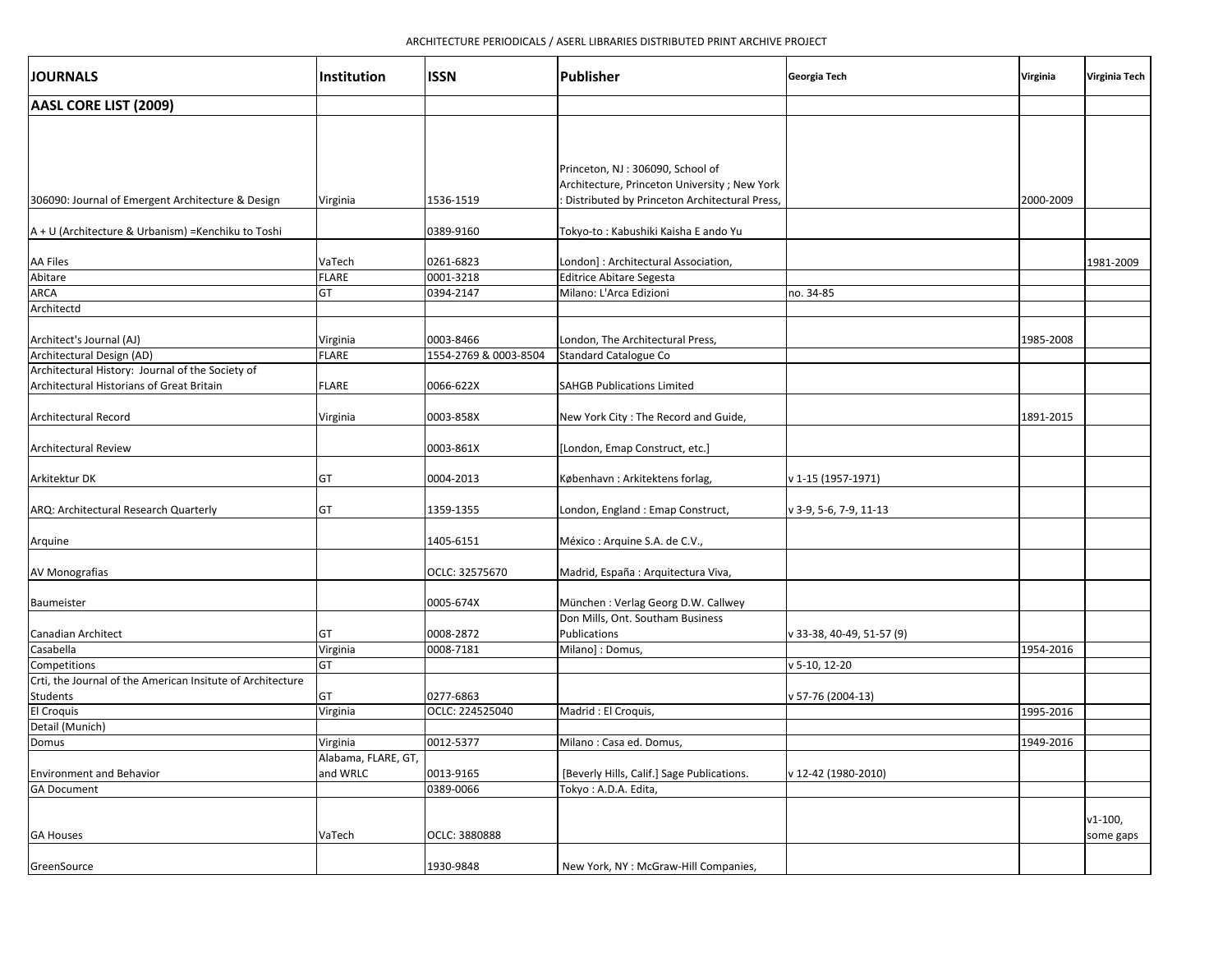ARCHITECTURE PERIODICALS / ASERL LIBRARIES DISTRIBUTED PRINT ARCHIVE PROJECT

| JOURNALS | Institution | ISSN | Publisher | Georgia Tech | Virginia | Virginia Tech |
|---|---|---|---|---|---|---|
| **AASL CORE LIST (2009)** | | | | | | |
| 306090: Journal of Emergent Architecture & Design | Virginia | 1536-1519 | Princeton, NJ : 306090, School of Architecture, Princeton University ; New York : Distributed by Princeton Architectural Press, | | 2000-2009 | |
| A + U (Architecture & Urbanism) =Kenchiku to Toshi | | 0389-9160 | Tokyo-to : Kabushiki Kaisha E ando Yu | | | |
| AA Files | VaTech | 0261-6823 | London] : Architectural Association, | | | 1981-2009 |
| Abitare | FLARE | 0001-3218 | Editrice Abitare Segesta | | | |
| ARCA | GT | 0394-2147 | Milano: L'Arca Edizioni | no. 34-85 | | |
| Architectd | | | | | | |
| Architect's Journal (AJ) | Virginia | 0003-8466 | London, The Architectural Press, | | 1985-2008 | |
| Architectural Design (AD) | FLARE | 1554-2769 & 0003-8504 | Standard Catalogue Co | | | |
| Architectural History: Journal of the Society of Architectural Historians of Great Britain | FLARE | 0066-622X | SAHGB Publications Limited | | | |
| Architectural Record | Virginia | 0003-858X | New York City : The Record and Guide, | | 1891-2015 | |
| Architectural Review | | 0003-861X | [London, Emap Construct, etc.] | | | |
| Arkitektur DK | GT | 0004-2013 | København : Arkitektens forlag, | v 1-15 (1957-1971) | | |
| ARQ: Architectural Research Quarterly | GT | 1359-1355 | London, England : Emap Construct, | v 3-9, 5-6, 7-9, 11-13 | | |
| Arquine | | 1405-6151 | México : Arquine S.A. de C.V., | | | |
| AV Monografias | | OCLC: 32575670 | Madrid, España : Arquitectura Viva, | | | |
| Baumeister | | 0005-674X | München : Verlag Georg D.W. Callwey | | | |
| Canadian Architect | GT | 0008-2872 | Don Mills, Ont. Southam Business Publications | v 33-38, 40-49, 51-57 (9) | | |
| Casabella | Virginia | 0008-7181 | Milano] : Domus, | | 1954-2016 | |
| Competitions | GT | | | v 5-10, 12-20 | | |
| Crti, the Journal of the American Insitute of Architecture Students | GT | 0277-6863 | | v 57-76 (2004-13) | | |
| El Croquis | Virginia | OCLC: 224525040 | Madrid : El Croquis, | | 1995-2016 | |
| Detail (Munich) | | | | | | |
| Domus | Virginia | 0012-5377 | Milano : Casa ed. Domus, | | 1949-2016 | |
| Environment and Behavior | Alabama, FLARE, GT, and WRLC | 0013-9165 | [Beverly Hills, Calif.] Sage Publications. | v 12-42 (1980-2010) | | |
| GA Document | | 0389-0066 | Tokyo : A.D.A. Edita, | | | |
| GA Houses | VaTech | OCLC: 3880888 | | | | v1-100, some gaps |
| GreenSource | | 1930-9848 | New York, NY : McGraw-Hill Companies, | | | |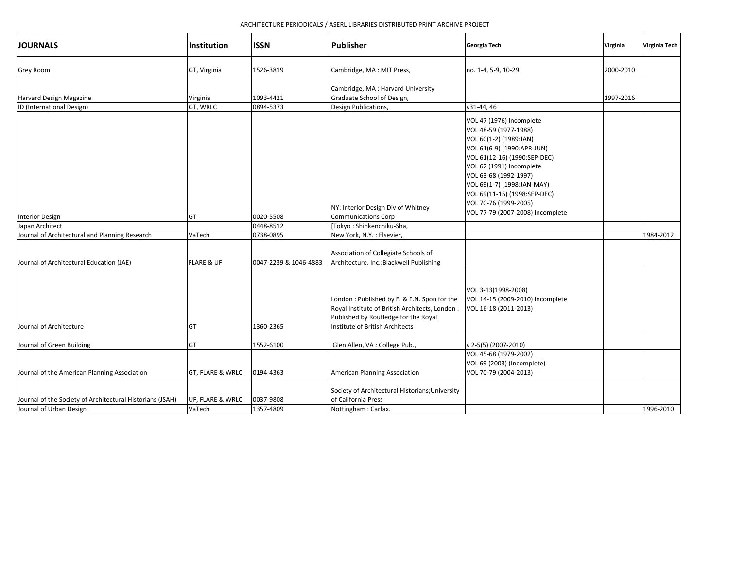ARCHITECTURE PERIODICALS / ASERL LIBRARIES DISTRIBUTED PRINT ARCHIVE PROJECT

| JOURNALS | Institution | ISSN | Publisher | Georgia Tech | Virginia | Virginia Tech |
|---|---|---|---|---|---|---|
| Grey Room | GT, Virginia | 1526-3819 | Cambridge, MA : MIT Press, | no. 1-4, 5-9, 10-29 | 2000-2010 | |
| Harvard Design Magazine | Virginia | 1093-4421 | Cambridge, MA : Harvard University Graduate School of Design, | | 1997-2016 | |
| ID (International Design) | GT, WRLC | 0894-5373 | Design Publications, | v31-44, 46 | | |
| Interior Design | GT | 0020-5508 | NY: Interior Design Div of Whitney Communications Corp | VOL 47 (1976) Incomplete<br>VOL 48-59 (1977-1988)<br>VOL 60(1-2) (1989:JAN)<br>VOL 61(6-9) (1990:APR-JUN)<br>VOL 61(12-16) (1990:SEP-DEC)<br>VOL 62 (1991) Incomplete<br>VOL 63-68 (1992-1997)<br>VOL 69(1-7) (1998:JAN-MAY)<br>VOL 69(11-15) (1998:SEP-DEC)<br>VOL 70-76 (1999-2005)<br>VOL 77-79 (2007-2008) Incomplete | | |
| Japan Architect | | 0448-8512 | [Tokyo : Shinkenchiku-Sha, | | | |
| Journal of Architectural and Planning Research | VaTech | 0738-0895 | New York, N.Y. : Elsevier, | | | 1984-2012 |
| Journal of Architectural Education (JAE) | FLARE & UF | 0047-2239 & 1046-4883 | Association of Collegiate Schools of Architecture, Inc.;Blackwell Publishing | | | |
| Journal of Architecture | GT | 1360-2365 | London : Published by E. & F.N. Spon for the Royal Institute of British Architects, London : Published by Routledge for the Royal Institute of British Architects | VOL 3-13(1998-2008)<br>VOL 14-15 (2009-2010) Incomplete<br>VOL 16-18 (2011-2013) | | |
| Journal of Green Building | GT | 1552-6100 | Glen Allen, VA : College Pub., | v 2-5(5) (2007-2010) | | |
| Journal of the American Planning Association | GT, FLARE & WRLC | 0194-4363 | American Planning Association | VOL 45-68 (1979-2002)<br>VOL 69 (2003) (Incomplete)<br>VOL 70-79 (2004-2013) | | |
| Journal of the Society of Architectural Historians (JSAH) | UF, FLARE & WRLC | 0037-9808 | Society of Architectural Historians;University of California Press | | | |
| Journal of Urban Design | VaTech | 1357-4809 | Nottingham : Carfax. | | | 1996-2010 |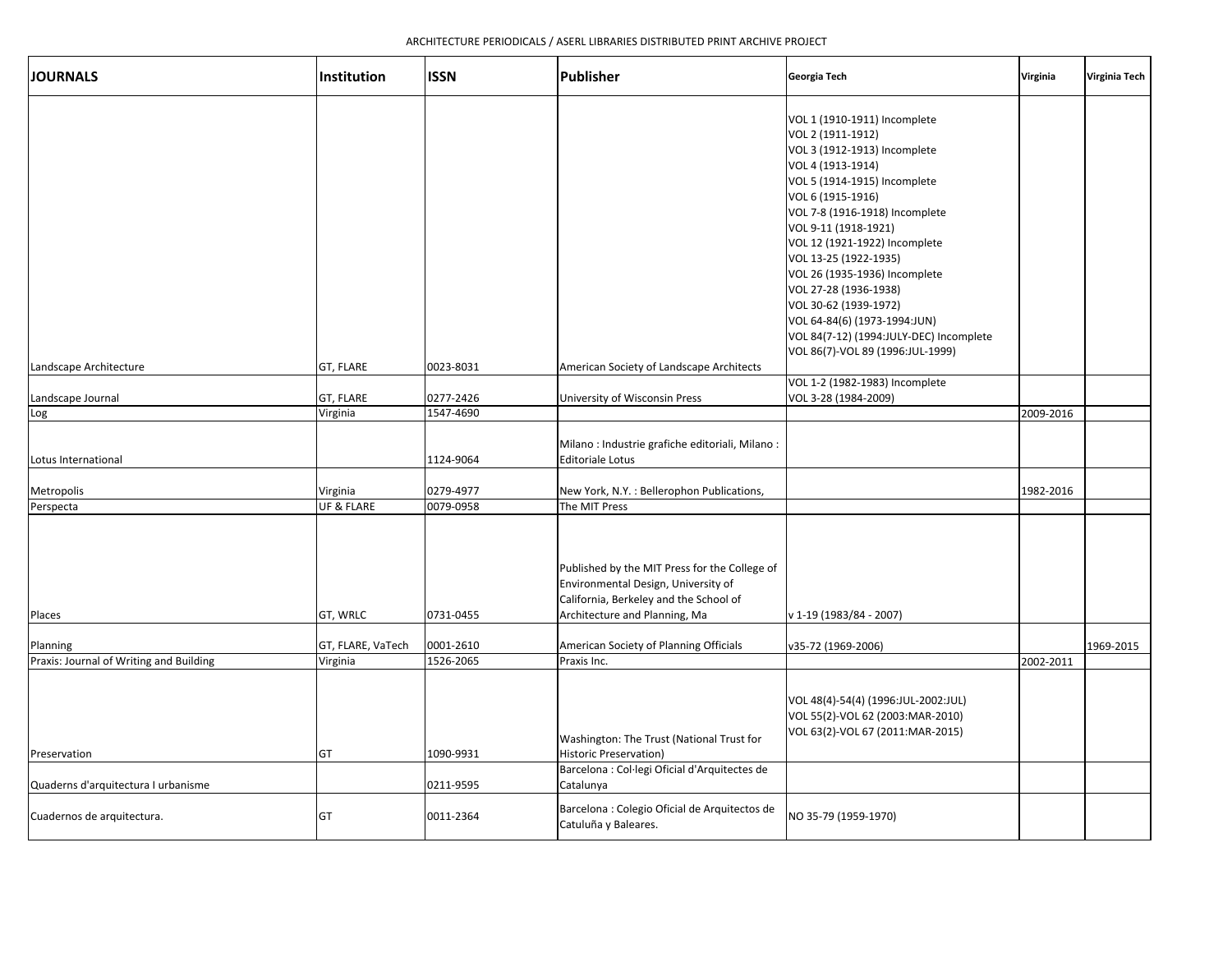ARCHITECTURE PERIODICALS / ASERL LIBRARIES DISTRIBUTED PRINT ARCHIVE PROJECT

| JOURNALS | Institution | ISSN | Publisher | Georgia Tech | Virginia | Virginia Tech |
|---|---|---|---|---|---|---|
| Landscape Architecture | GT, FLARE | 0023-8031 | American Society of Landscape Architects | VOL 1 (1910-1911) Incomplete<br>VOL 2 (1911-1912)<br>VOL 3 (1912-1913) Incomplete<br>VOL 4 (1913-1914)<br>VOL 5 (1914-1915) Incomplete<br>VOL 6 (1915-1916)<br>VOL 7-8 (1916-1918) Incomplete<br>VOL 9-11 (1918-1921)<br>VOL 12 (1921-1922) Incomplete<br>VOL 13-25 (1922-1935)<br>VOL 26 (1935-1936) Incomplete<br>VOL 27-28 (1936-1938)<br>VOL 30-62 (1939-1972)<br>VOL 64-84(6) (1973-1994:JUN)<br>VOL 84(7-12) (1994:JULY-DEC) Incomplete<br>VOL 86(7)-VOL 89 (1996:JUL-1999) | | |
| Landscape Journal | GT, FLARE | 0277-2426 | University of Wisconsin Press | VOL 1-2 (1982-1983) Incomplete<br>VOL 3-28 (1984-2009) | | |
| Log | Virginia | 1547-4690 | | | 2009-2016 | |
| Lotus International | | 1124-9064 | Milano : Industrie grafiche editoriali, Milano : Editoriale Lotus | | | |
| Metropolis | Virginia | 0279-4977 | New York, N.Y. : Bellerophon Publications, | | 1982-2016 | |
| Perspecta | UF & FLARE | 0079-0958 | The MIT Press | | | |
| Places | GT, WRLC | 0731-0455 | Published by the MIT Press for the College of Environmental Design, University of California, Berkeley and the School of Architecture and Planning, Ma | v 1-19 (1983/84 - 2007) | | |
| Planning | GT, FLARE, VaTech | 0001-2610 | American Society of Planning Officials | v35-72 (1969-2006) | | 1969-2015 |
| Praxis: Journal of Writing and Building | Virginia | 1526-2065 | Praxis Inc. | | 2002-2011 | |
| Preservation | GT | 1090-9931 | Washington: The Trust (National Trust for Historic Preservation) | VOL 48(4)-54(4) (1996:JUL-2002:JUL)<br>VOL 55(2)-VOL 62 (2003:MAR-2010)<br>VOL 63(2)-VOL 67 (2011:MAR-2015) | | |
| Quaderns d'arquitectura I urbanisme | | 0211-9595 | Barcelona : Col·legi Oficial d'Arquitectes de Catalunya | | | |
| Cuadernos de arquitectura. | GT | 0011-2364 | Barcelona : Colegio Oficial de Arquitectos de Catuluña y Baleares. | NO 35-79 (1959-1970) | | |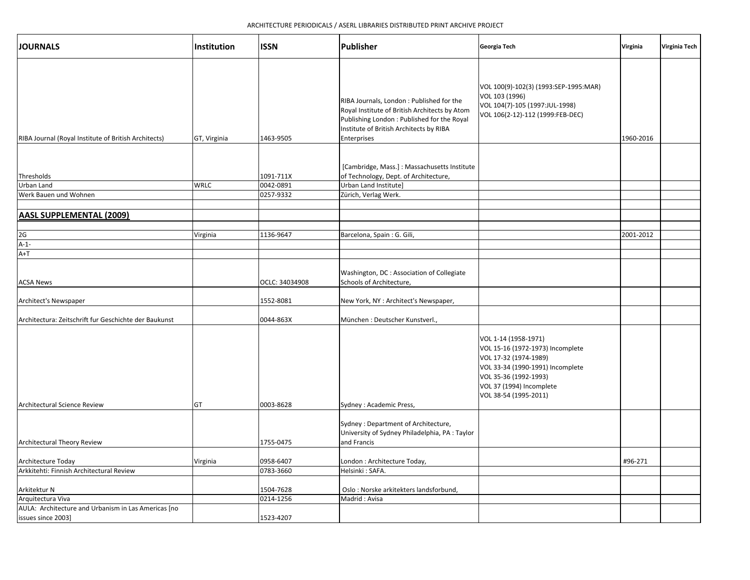| JOURNALS | Institution | ISSN | Publisher | Georgia Tech | Virginia | Virginia Tech |
|---|---|---|---|---|---|---|
| RIBA Journal (Royal Institute of British Architects) | GT, Virginia | 1463-9505 | RIBA Journals, London : Published for the Royal Institute of British Architects by Atom Publishing London : Published for the Royal Institute of British Architects by RIBA Enterprises | VOL 100(9)-102(3) (1993:SEP-1995:MAR)<br>VOL 103 (1996)<br>VOL 104(7)-105 (1997:JUL-1998)<br>VOL 106(2-12)-112 (1999:FEB-DEC) | 1960-2016 | |
| Thresholds | | 1091-711X | [Cambridge, Mass.] : Massachusetts Institute of Technology, Dept. of Architecture, | | | |
| Urban Land | WRLC | 0042-0891 | Urban Land Institute] | | | |
| Werk Bauen und Wohnen | | 0257-9332 | Zürich, Verlag Werk. | | | |
| | | | | | | |
| **AASL SUPPLEMENTAL (2009)** | | | | | | |
| | | | | | | |
| 2G | Virginia | 1136-9647 | Barcelona, Spain : G. Gili, | | 2001-2012 | |
| A-1- | | | | | | |
| A+T | | | | | | |
| ACSA News | | OCLC: 34034908 | Washington, DC : Association of Collegiate Schools of Architecture, | | | |
| Architect's Newspaper | | 1552-8081 | New York, NY : Architect's Newspaper, | | | |
| Architectura: Zeitschrift fur Geschichte der Baukunst | | 0044-863X | München : Deutscher Kunstverl., | | | |
| Architectural Science Review | GT | 0003-8628 | Sydney : Academic Press, | VOL 1-14 (1958-1971)<br>VOL 15-16 (1972-1973) Incomplete<br>VOL 17-32 (1974-1989)<br>VOL 33-34 (1990-1991) Incomplete<br>VOL 35-36 (1992-1993)<br>VOL 37 (1994) Incomplete<br>VOL 38-54 (1995-2011) | | |
| Architectural Theory Review | | 1755-0475 | Sydney : Department of Architecture, University of Sydney Philadelphia, PA : Taylor and Francis | | | |
| Architecture Today | Virginia | 0958-6407 | London : Architecture Today, | | #96-271 | |
| Arkkitehti: Finnish Architectural Review | | 0783-3660 | Helsinki : SAFA. | | | |
| Arkitektur N | | 1504-7628 | Oslo : Norske arkitekters landsforbund, | | | |
| Arquitectura Viva | | 0214-1256 | Madrid : Avisa | | | |
| AULA: Architecture and Urbanism in Las Americas [no issues since 2003] | | 1523-4207 | | | | |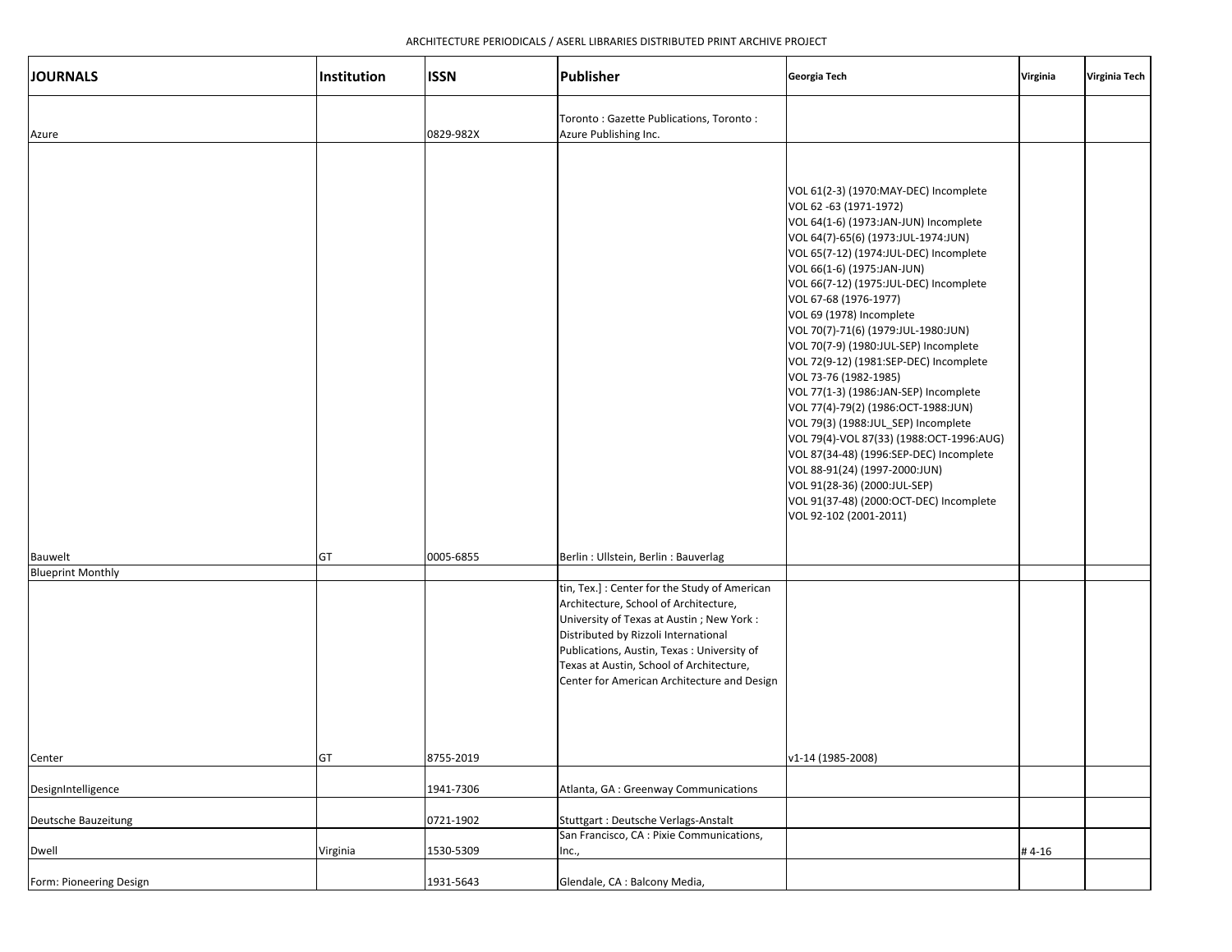| JOURNALS | Institution | ISSN | Publisher | Georgia Tech | Virginia | Virginia Tech |
| --- | --- | --- | --- | --- | --- | --- |
| Azure | | 0829-982X | Toronto : Gazette Publications, Toronto : Azure Publishing Inc. | | | |
| Bauwelt | GT | 0005-6855 | Berlin : Ullstein, Berlin : Bauverlag | VOL 61(2-3) (1970:MAY-DEC) Incomplete<br>VOL 62 -63 (1971-1972)<br>VOL 64(1-6) (1973:JAN-JUN) Incomplete<br>VOL 64(7)-65(6) (1973:JUL-1974:JUN)<br>VOL 65(7-12) (1974:JUL-DEC) Incomplete<br>VOL 66(1-6) (1975:JAN-JUN)<br>VOL 66(7-12) (1975:JUL-DEC) Incomplete<br>VOL 67-68 (1976-1977)<br>VOL 69 (1978) Incomplete<br>VOL 70(7)-71(6) (1979:JUL-1980:JUN)<br>VOL 70(7-9) (1980:JUL-SEP) Incomplete<br>VOL 72(9-12) (1981:SEP-DEC) Incomplete<br>VOL 73-76 (1982-1985)<br>VOL 77(1-3) (1986:JAN-SEP) Incomplete<br>VOL 77(4)-79(2) (1986:OCT-1988:JUN)<br>VOL 79(3) (1988:JUL_SEP) Incomplete<br>VOL 79(4)-VOL 87(33) (1988:OCT-1996:AUG)<br>VOL 87(34-48) (1996:SEP-DEC) Incomplete<br>VOL 88-91(24) (1997-2000:JUN)<br>VOL 91(28-36) (2000:JUL-SEP)<br>VOL 91(37-48) (2000:OCT-DEC) Incomplete<br>VOL 92-102 (2001-2011) | | |
| Blueprint Monthly | | | | | | |
| Center | GT | 8755-2019 | tin, Tex.] : Center for the Study of American Architecture, School of Architecture, University of Texas at Austin ; New York : Distributed by Rizzoli International Publications, Austin, Texas : University of Texas at Austin, School of Architecture, Center for American Architecture and Design | v1-14 (1985-2008) | | |
| DesignIntelligence | | 1941-7306 | Atlanta, GA : Greenway Communications | | | |
| Deutsche Bauzeitung | | 0721-1902 | Stuttgart : Deutsche Verlags-Anstalt | | | |
| Dwell | Virginia | 1530-5309 | San Francisco, CA : Pixie Communications, Inc., | | # 4-16 | |
| Form: Pioneering Design | | 1931-5643 | Glendale, CA : Balcony Media, | | | |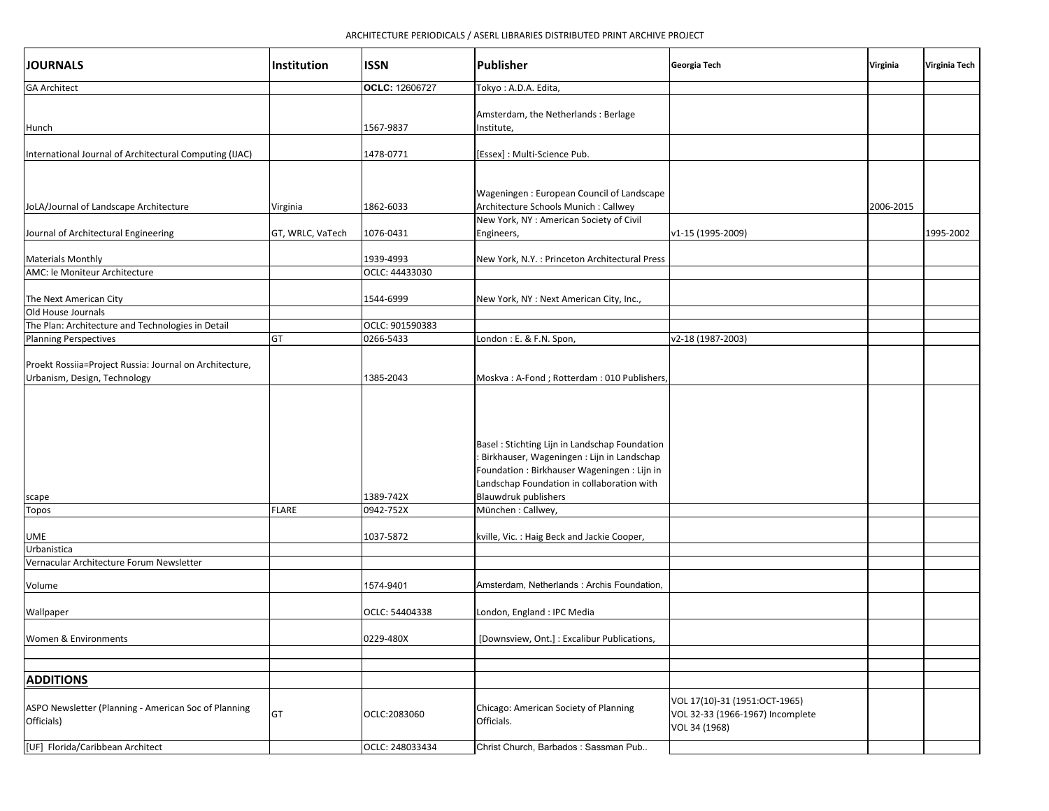ARCHITECTURE PERIODICALS / ASERL LIBRARIES DISTRIBUTED PRINT ARCHIVE PROJECT

| JOURNALS | Institution | ISSN | Publisher | Georgia Tech | Virginia | Virginia Tech |
|---|---|---|---|---|---|---|
| GA Architect | | **OCLC:** 12606727 | Tokyo : A.D.A. Edita, | | | |
| Hunch | | 1567-9837 | Amsterdam, the Netherlands : Berlage Institute, | | | |
| International Journal of Architectural Computing (IJAC) | | 1478-0771 | [Essex] : Multi-Science Pub. | | | |
| JoLA/Journal of Landscape Architecture | Virginia | 1862-6033 | Wageningen : European Council of Landscape Architecture Schools Munich : Callwey | | 2006-2015 | |
| Journal of Architectural Engineering | GT, WRLC, VaTech | 1076-0431 | New York, NY : American Society of Civil Engineers, | v1-15 (1995-2009) | | 1995-2002 |
| Materials Monthly | | 1939-4993 | New York, N.Y. : Princeton Architectural Press | | | |
| AMC: le Moniteur Architecture | | OCLC: 44433030 | | | | |
| The Next American City | | 1544-6999 | New York, NY : Next American City, Inc., | | | |
| Old House Journals | | | | | | |
| The Plan: Architecture and Technologies in Detail | | OCLC: 901590383 | | | | |
| Planning Perspectives | GT | 0266-5433 | London : E. & F.N. Spon, | v2-18 (1987-2003) | | |
| Proekt Rossiia=Project Russia: Journal on Architecture, Urbanism, Design, Technology | | 1385-2043 | Moskva : A-Fond ; Rotterdam : 010 Publishers, | | | |
| scape | | 1389-742X | Basel : Stichting Lijn in Landschap Foundation : Birkhauser, Wageningen : Lijn in Landschap Foundation : Birkhauser Wageningen : Lijn in Landschap Foundation in collaboration with Blauwdruk publishers | | | |
| Topos | FLARE | 0942-752X | München : Callwey, | | | |
| UME | | 1037-5872 | kville, Vic. : Haig Beck and Jackie Cooper, | | | |
| Urbanistica | | | | | | |
| Vernacular Architecture Forum Newsletter | | | | | | |
| Volume | | 1574-9401 | Amsterdam, Netherlands : Archis Foundation, | | | |
| Wallpaper | | OCLC: 54404338 | London, England : IPC Media | | | |
| Women & Environments | | 0229-480X | [Downsview, Ont.] : Excalibur Publications, | | | |
| | | | | | | |
| | | | | | | |
| **ADDITIONS** | | | | | | |
| ASPO Newsletter (Planning - American Soc of Planning Officials) | GT | OCLC:2083060 | Chicago: American Society of Planning Officials. | VOL 17(10)-31 (1951:OCT-1965) VOL 32-33 (1966-1967) Incomplete VOL 34 (1968) | | |
| [UF] Florida/Caribbean Architect | | OCLC: 248033434 | Christ Church, Barbados : Sassman Pub.. | | | |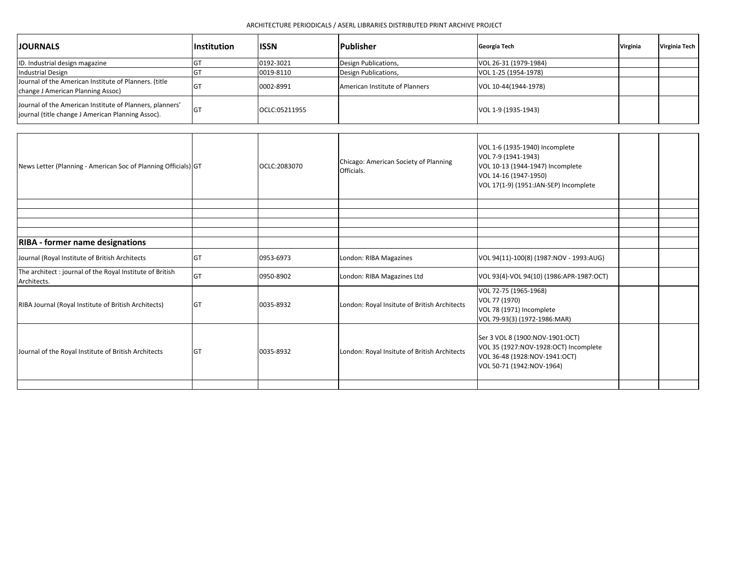ARCHITECTURE PERIODICALS / ASERL LIBRARIES DISTRIBUTED PRINT ARCHIVE PROJECT

| JOURNALS | Institution | ISSN | Publisher | Georgia Tech | Virginia | Virginia Tech |
|---|---|---|---|---|---|---|
| ID. Industrial design magazine | GT | 0192-3021 | Design Publications, | VOL 26-31 (1979-1984) | | |
| Industrial Design | GT | 0019-8110 | Design Publications, | VOL 1-25 (1954-1978) | | |
| Journal of the American Institute of Planners. (title change J American Planning Assoc) | GT | 0002-8991 | American Institute of Planners | VOL 10-44(1944-1978) | | |
| Journal of the American Institute of Planners, planners' journal (title change J American Planning Assoc). | GT | OCLC:05211955 | | VOL 1-9 (1935-1943) | | |
| News Letter (Planning - American Soc of Planning Officials) | GT | OCLC:2083070 | Chicago: American Society of Planning Officials. | VOL 1-6 (1935-1940) Incomplete<br>VOL 7-9 (1941-1943)<br>VOL 10-13 (1944-1947) Incomplete<br>VOL 14-16 (1947-1950)<br>VOL 17(1-9) (1951:JAN-SEP) Incomplete | | |
| | | | | | | |
| | | | | | | |
| | | | | | | |
| | | | | | | |
| **RIBA - former name designations** | | | | | | |
| Journal (Royal Institute of British Architects | GT | 0953-6973 | London: RIBA Magazines | VOL 94(11)-100(8) (1987:NOV - 1993:AUG) | | |
| The architect : journal of the Royal Institute of British Architects. | GT | 0950-8902 | London: RIBA Magazines Ltd | VOL 93(4)-VOL 94(10) (1986:APR-1987:OCT) | | |
| RIBA Journal (Royal Institute of British Architects) | GT | 0035-8932 | London: Royal Insitute of British Architects | VOL 72-75 (1965-1968)<br>VOL 77 (1970)<br>VOL 78 (1971) Incomplete<br>VOL 79-93(3) (1972-1986:MAR) | | |
| Journal of the Royal Institute of British Architects | GT | 0035-8932 | London: Royal Insitute of British Architects | Ser 3 VOL 8 (1900:NOV-1901:OCT)<br>VOL 35 (1927:NOV-1928:OCT) Incomplete<br>VOL 36-48 (1928:NOV-1941:OCT)<br>VOL 50-71 (1942:NOV-1964) | | |
| | | | | | | |